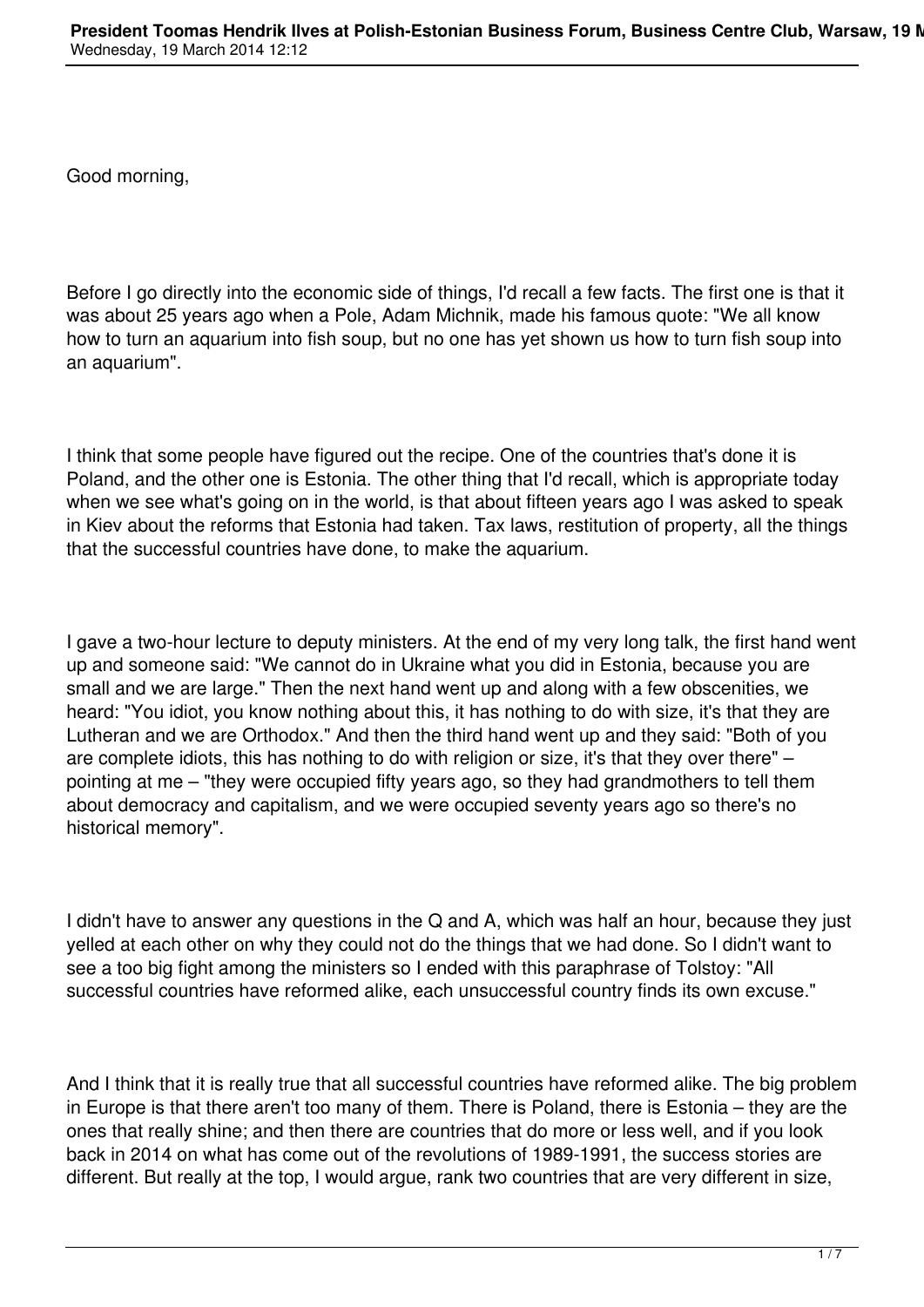Good morning,

Before I go directly into the economic side of things, I'd recall a few facts. The first one is that it was about 25 years ago when a Pole, Adam Michnik, made his famous quote: "We all know how to turn an aquarium into fish soup, but no one has yet shown us how to turn fish soup into an aquarium".

I think that some people have figured out the recipe. One of the countries that's done it is Poland, and the other one is Estonia. The other thing that I'd recall, which is appropriate today when we see what's going on in the world, is that about fifteen years ago I was asked to speak in Kiev about the reforms that Estonia had taken. Tax laws, restitution of property, all the things that the successful countries have done, to make the aquarium.

I gave a two-hour lecture to deputy ministers. At the end of my very long talk, the first hand went up and someone said: "We cannot do in Ukraine what you did in Estonia, because you are small and we are large." Then the next hand went up and along with a few obscenities, we heard: "You idiot, you know nothing about this, it has nothing to do with size, it's that they are Lutheran and we are Orthodox." And then the third hand went up and they said: "Both of you are complete idiots, this has nothing to do with religion or size, it's that they over there" – pointing at me – "they were occupied fifty years ago, so they had grandmothers to tell them about democracy and capitalism, and we were occupied seventy years ago so there's no historical memory".

I didn't have to answer any questions in the Q and A, which was half an hour, because they just yelled at each other on why they could not do the things that we had done. So I didn't want to see a too big fight among the ministers so I ended with this paraphrase of Tolstoy: "All successful countries have reformed alike, each unsuccessful country finds its own excuse."

And I think that it is really true that all successful countries have reformed alike. The big problem in Europe is that there aren't too many of them. There is Poland, there is Estonia – they are the ones that really shine; and then there are countries that do more or less well, and if you look back in 2014 on what has come out of the revolutions of 1989-1991, the success stories are different. But really at the top, I would argue, rank two countries that are very different in size,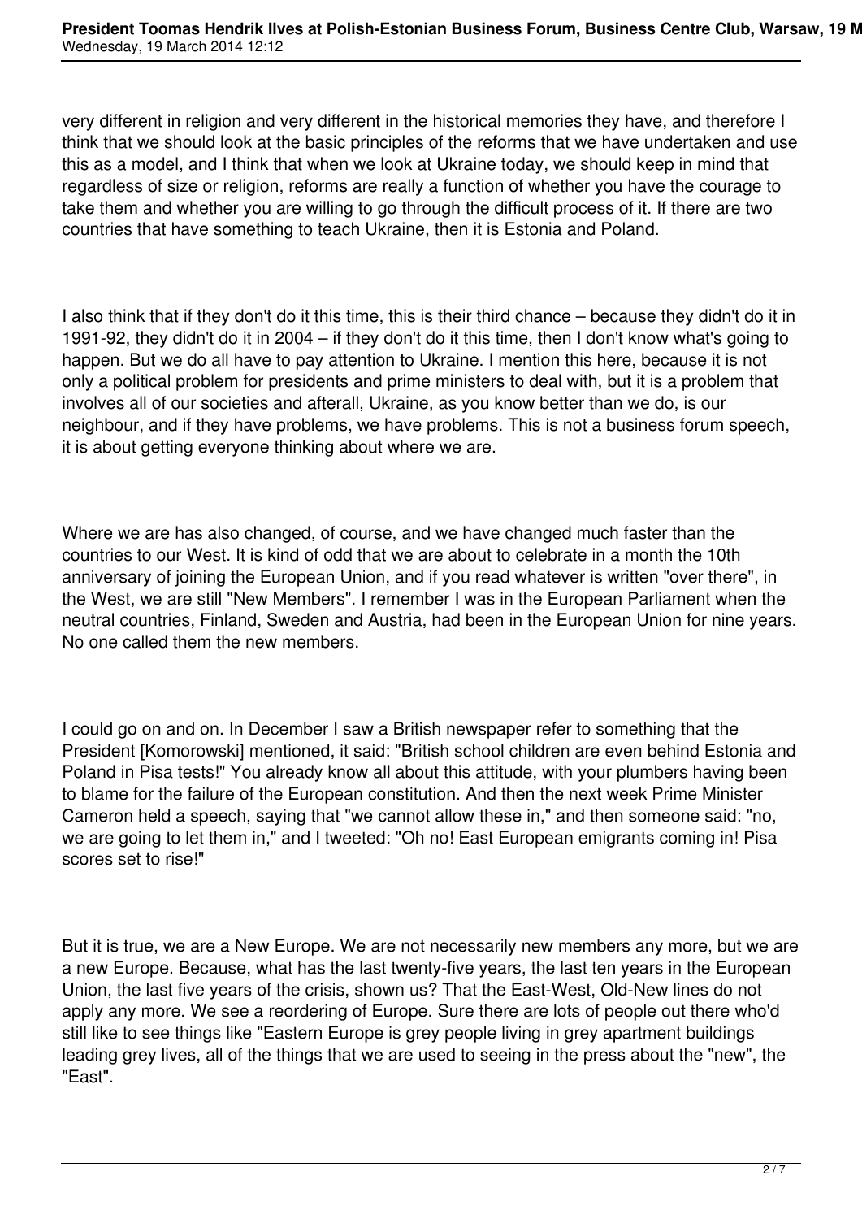very different in religion and very different in the historical memories they have, and therefore I think that we should look at the basic principles of the reforms that we have undertaken and use this as a model, and I think that when we look at Ukraine today, we should keep in mind that regardless of size or religion, reforms are really a function of whether you have the courage to take them and whether you are willing to go through the difficult process of it. If there are two countries that have something to teach Ukraine, then it is Estonia and Poland.

I also think that if they don't do it this time, this is their third chance – because they didn't do it in 1991-92, they didn't do it in 2004 – if they don't do it this time, then I don't know what's going to happen. But we do all have to pay attention to Ukraine. I mention this here, because it is not only a political problem for presidents and prime ministers to deal with, but it is a problem that involves all of our societies and afterall, Ukraine, as you know better than we do, is our neighbour, and if they have problems, we have problems. This is not a business forum speech, it is about getting everyone thinking about where we are.

Where we are has also changed, of course, and we have changed much faster than the countries to our West. It is kind of odd that we are about to celebrate in a month the 10th anniversary of joining the European Union, and if you read whatever is written "over there", in the West, we are still "New Members". I remember I was in the European Parliament when the neutral countries, Finland, Sweden and Austria, had been in the European Union for nine years. No one called them the new members.

I could go on and on. In December I saw a British newspaper refer to something that the President [Komorowski] mentioned, it said: "British school children are even behind Estonia and Poland in Pisa tests!" You already know all about this attitude, with your plumbers having been to blame for the failure of the European constitution. And then the next week Prime Minister Cameron held a speech, saying that "we cannot allow these in," and then someone said: "no, we are going to let them in," and I tweeted: "Oh no! East European emigrants coming in! Pisa scores set to rise!"

But it is true, we are a New Europe. We are not necessarily new members any more, but we are a new Europe. Because, what has the last twenty-five years, the last ten years in the European Union, the last five years of the crisis, shown us? That the East-West, Old-New lines do not apply any more. We see a reordering of Europe. Sure there are lots of people out there who'd still like to see things like "Eastern Europe is grey people living in grey apartment buildings leading grey lives, all of the things that we are used to seeing in the press about the "new", the "East".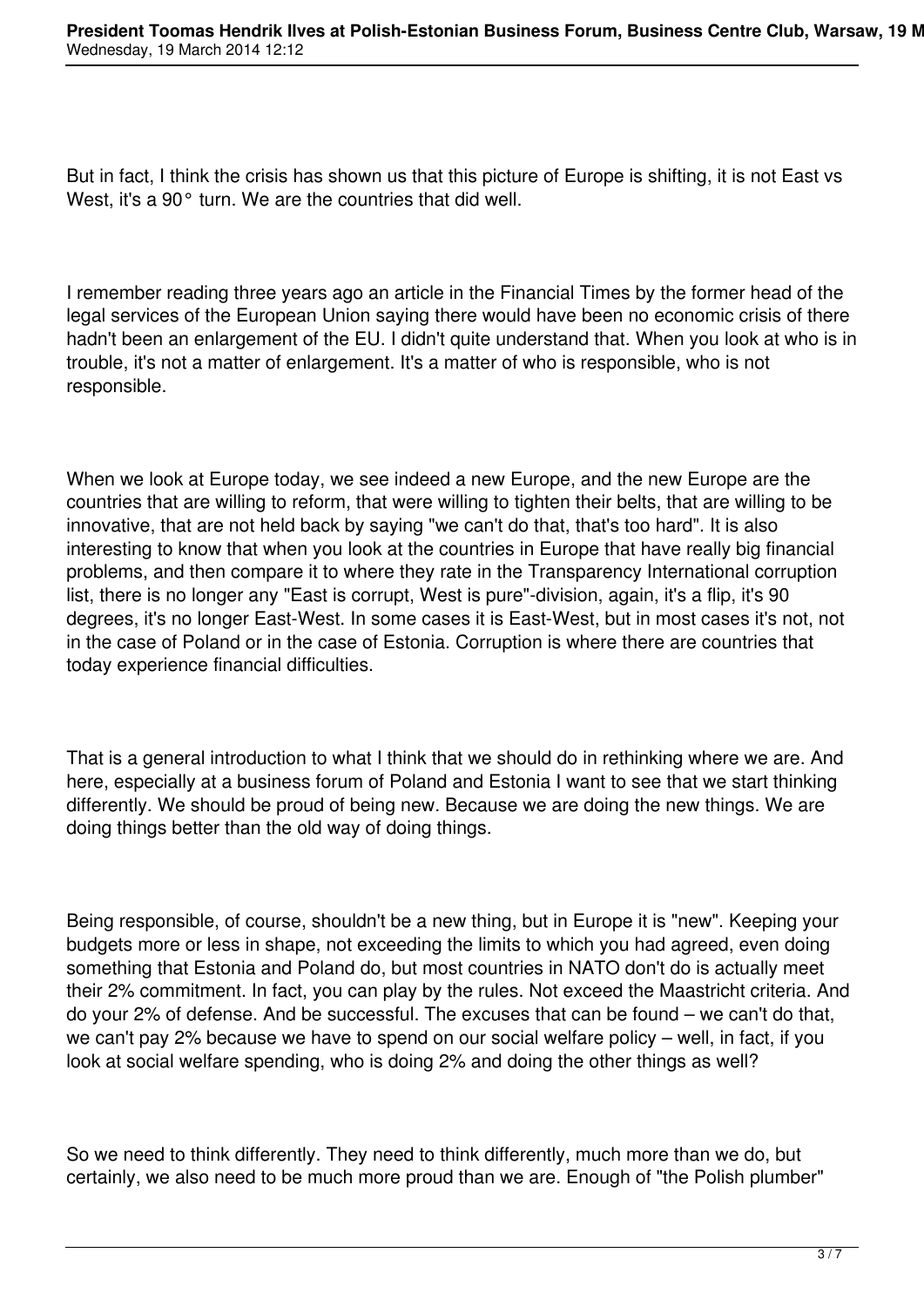But in fact, I think the crisis has shown us that this picture of Europe is shifting, it is not East vs West, it's a 90° turn. We are the countries that did well.

I remember reading three years ago an article in the Financial Times by the former head of the legal services of the European Union saying there would have been no economic crisis of there hadn't been an enlargement of the EU. I didn't quite understand that. When you look at who is in trouble, it's not a matter of enlargement. It's a matter of who is responsible, who is not responsible.

When we look at Europe today, we see indeed a new Europe, and the new Europe are the countries that are willing to reform, that were willing to tighten their belts, that are willing to be innovative, that are not held back by saying "we can't do that, that's too hard". It is also interesting to know that when you look at the countries in Europe that have really big financial problems, and then compare it to where they rate in the Transparency International corruption list, there is no longer any "East is corrupt, West is pure"-division, again, it's a flip, it's 90 degrees, it's no longer East-West. In some cases it is East-West, but in most cases it's not, not in the case of Poland or in the case of Estonia. Corruption is where there are countries that today experience financial difficulties.

That is a general introduction to what I think that we should do in rethinking where we are. And here, especially at a business forum of Poland and Estonia I want to see that we start thinking differently. We should be proud of being new. Because we are doing the new things. We are doing things better than the old way of doing things.

Being responsible, of course, shouldn't be a new thing, but in Europe it is "new". Keeping your budgets more or less in shape, not exceeding the limits to which you had agreed, even doing something that Estonia and Poland do, but most countries in NATO don't do is actually meet their 2% commitment. In fact, you can play by the rules. Not exceed the Maastricht criteria. And do your 2% of defense. And be successful. The excuses that can be found – we can't do that, we can't pay 2% because we have to spend on our social welfare policy – well, in fact, if you look at social welfare spending, who is doing 2% and doing the other things as well?

So we need to think differently. They need to think differently, much more than we do, but certainly, we also need to be much more proud than we are. Enough of "the Polish plumber"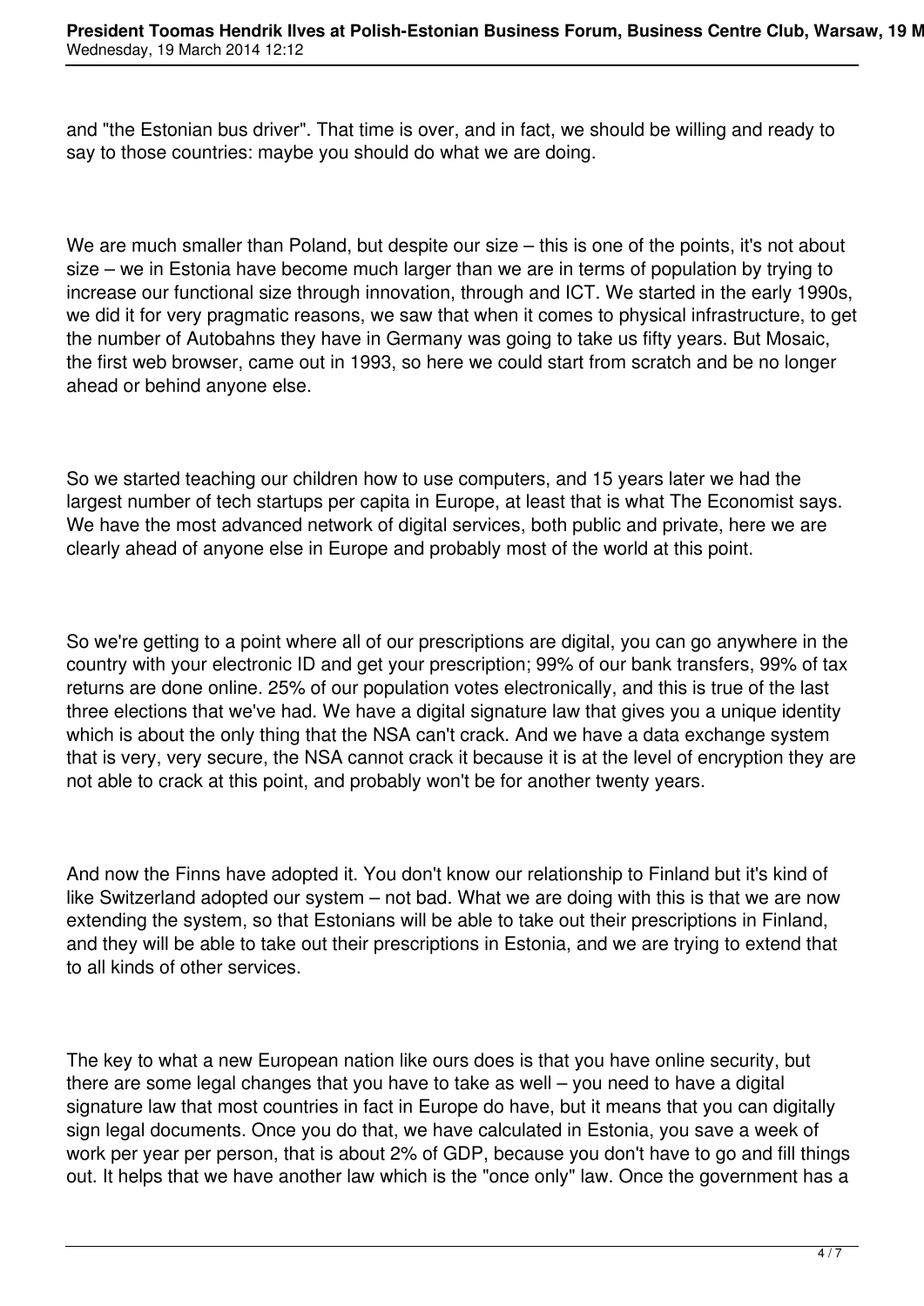and "the Estonian bus driver". That time is over, and in fact, we should be willing and ready to say to those countries: maybe you should do what we are doing.

We are much smaller than Poland, but despite our size – this is one of the points, it's not about size – we in Estonia have become much larger than we are in terms of population by trying to increase our functional size through innovation, through and ICT. We started in the early 1990s, we did it for very pragmatic reasons, we saw that when it comes to physical infrastructure, to get the number of Autobahns they have in Germany was going to take us fifty years. But Mosaic, the first web browser, came out in 1993, so here we could start from scratch and be no longer ahead or behind anyone else.

So we started teaching our children how to use computers, and 15 years later we had the largest number of tech startups per capita in Europe, at least that is what The Economist says. We have the most advanced network of digital services, both public and private, here we are clearly ahead of anyone else in Europe and probably most of the world at this point.

So we're getting to a point where all of our prescriptions are digital, you can go anywhere in the country with your electronic ID and get your prescription; 99% of our bank transfers, 99% of tax returns are done online. 25% of our population votes electronically, and this is true of the last three elections that we've had. We have a digital signature law that gives you a unique identity which is about the only thing that the NSA can't crack. And we have a data exchange system that is very, very secure, the NSA cannot crack it because it is at the level of encryption they are not able to crack at this point, and probably won't be for another twenty years.

And now the Finns have adopted it. You don't know our relationship to Finland but it's kind of like Switzerland adopted our system – not bad. What we are doing with this is that we are now extending the system, so that Estonians will be able to take out their prescriptions in Finland, and they will be able to take out their prescriptions in Estonia, and we are trying to extend that to all kinds of other services.

The key to what a new European nation like ours does is that you have online security, but there are some legal changes that you have to take as well – you need to have a digital signature law that most countries in fact in Europe do have, but it means that you can digitally sign legal documents. Once you do that, we have calculated in Estonia, you save a week of work per year per person, that is about 2% of GDP, because you don't have to go and fill things out. It helps that we have another law which is the "once only" law. Once the government has a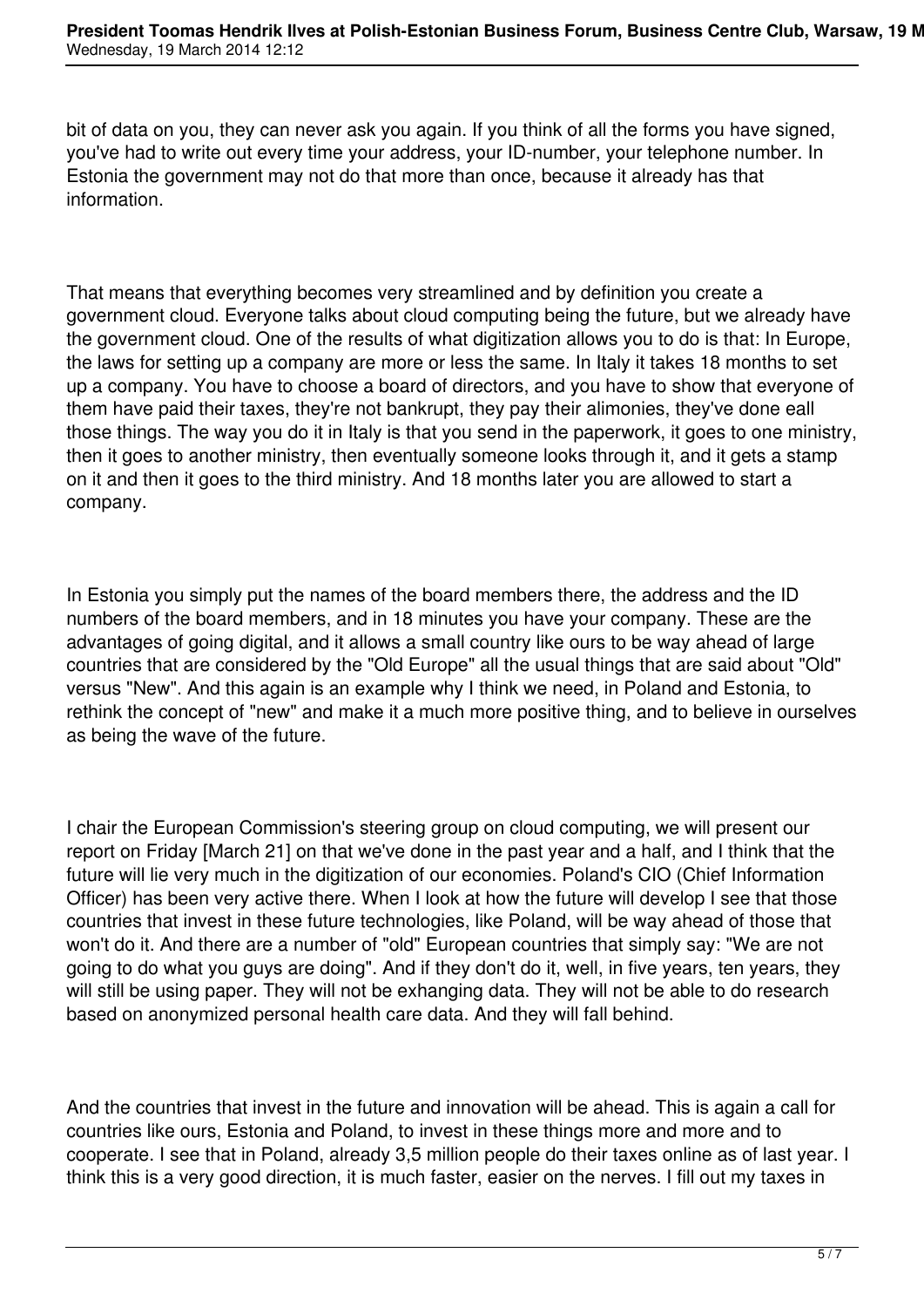bit of data on you, they can never ask you again. If you think of all the forms you have signed, you've had to write out every time your address, your ID-number, your telephone number. In Estonia the government may not do that more than once, because it already has that information.

That means that everything becomes very streamlined and by definition you create a government cloud. Everyone talks about cloud computing being the future, but we already have the government cloud. One of the results of what digitization allows you to do is that: In Europe, the laws for setting up a company are more or less the same. In Italy it takes 18 months to set up a company. You have to choose a board of directors, and you have to show that everyone of them have paid their taxes, they're not bankrupt, they pay their alimonies, they've done eall those things. The way you do it in Italy is that you send in the paperwork, it goes to one ministry, then it goes to another ministry, then eventually someone looks through it, and it gets a stamp on it and then it goes to the third ministry. And 18 months later you are allowed to start a company.

In Estonia you simply put the names of the board members there, the address and the ID numbers of the board members, and in 18 minutes you have your company. These are the advantages of going digital, and it allows a small country like ours to be way ahead of large countries that are considered by the "Old Europe" all the usual things that are said about "Old" versus "New". And this again is an example why I think we need, in Poland and Estonia, to rethink the concept of "new" and make it a much more positive thing, and to believe in ourselves as being the wave of the future.

I chair the European Commission's steering group on cloud computing, we will present our report on Friday [March 21] on that we've done in the past year and a half, and I think that the future will lie very much in the digitization of our economies. Poland's CIO (Chief Information Officer) has been very active there. When I look at how the future will develop I see that those countries that invest in these future technologies, like Poland, will be way ahead of those that won't do it. And there are a number of "old" European countries that simply say: "We are not going to do what you guys are doing". And if they don't do it, well, in five years, ten years, they will still be using paper. They will not be exhanging data. They will not be able to do research based on anonymized personal health care data. And they will fall behind.

And the countries that invest in the future and innovation will be ahead. This is again a call for countries like ours, Estonia and Poland, to invest in these things more and more and to cooperate. I see that in Poland, already 3,5 million people do their taxes online as of last year. I think this is a very good direction, it is much faster, easier on the nerves. I fill out my taxes in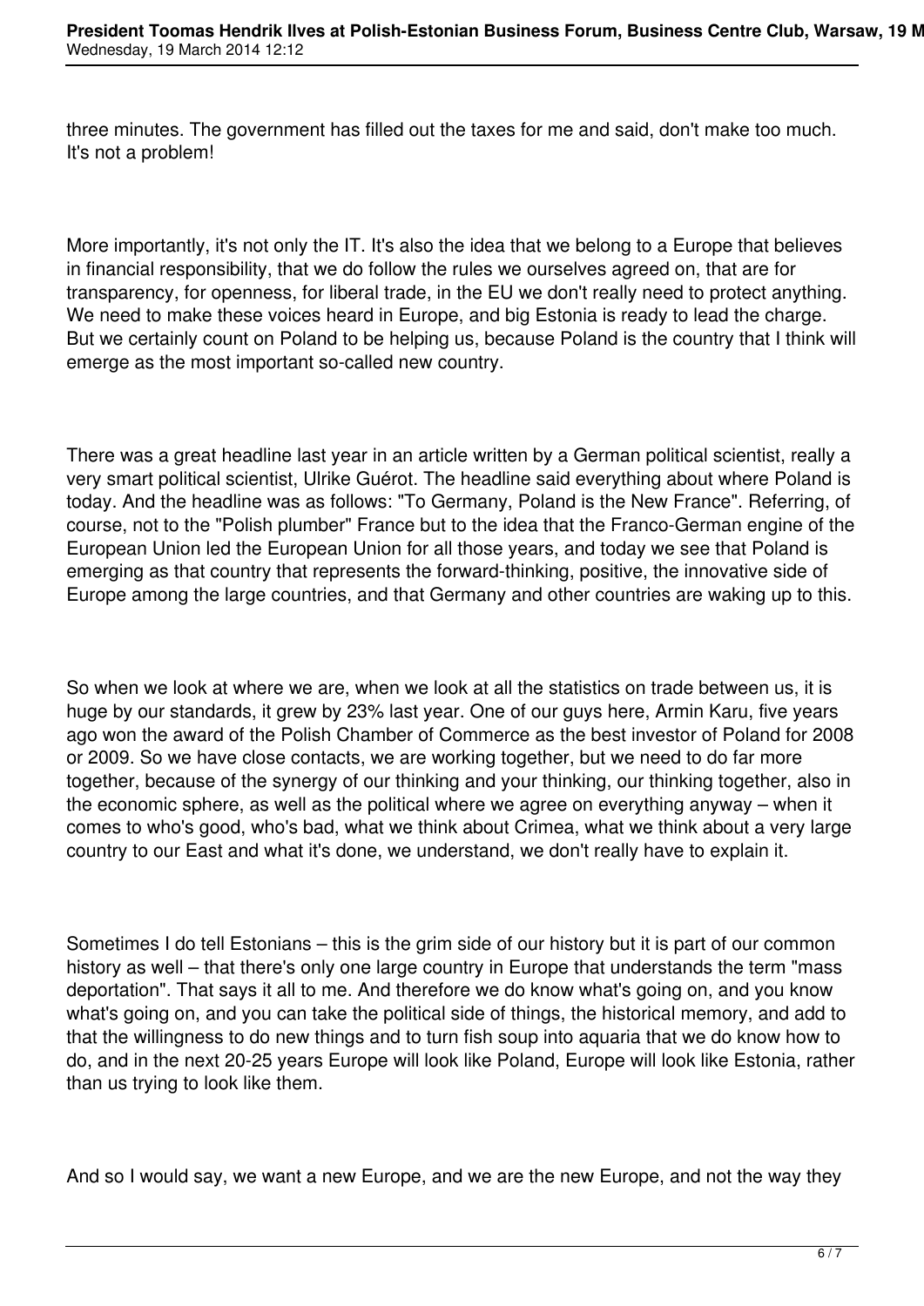three minutes. The government has filled out the taxes for me and said, don't make too much. It's not a problem!

More importantly, it's not only the IT. It's also the idea that we belong to a Europe that believes in financial responsibility, that we do follow the rules we ourselves agreed on, that are for transparency, for openness, for liberal trade, in the EU we don't really need to protect anything. We need to make these voices heard in Europe, and big Estonia is ready to lead the charge. But we certainly count on Poland to be helping us, because Poland is the country that I think will emerge as the most important so-called new country.

There was a great headline last year in an article written by a German political scientist, really a very smart political scientist, Ulrike Guérot. The headline said everything about where Poland is today. And the headline was as follows: "To Germany, Poland is the New France". Referring, of course, not to the "Polish plumber" France but to the idea that the Franco-German engine of the European Union led the European Union for all those years, and today we see that Poland is emerging as that country that represents the forward-thinking, positive, the innovative side of Europe among the large countries, and that Germany and other countries are waking up to this.

So when we look at where we are, when we look at all the statistics on trade between us, it is huge by our standards, it grew by 23% last year. One of our guys here, Armin Karu, five years ago won the award of the Polish Chamber of Commerce as the best investor of Poland for 2008 or 2009. So we have close contacts, we are working together, but we need to do far more together, because of the synergy of our thinking and your thinking, our thinking together, also in the economic sphere, as well as the political where we agree on everything anyway – when it comes to who's good, who's bad, what we think about Crimea, what we think about a very large country to our East and what it's done, we understand, we don't really have to explain it.

Sometimes I do tell Estonians – this is the grim side of our history but it is part of our common history as well – that there's only one large country in Europe that understands the term "mass deportation". That says it all to me. And therefore we do know what's going on, and you know what's going on, and you can take the political side of things, the historical memory, and add to that the willingness to do new things and to turn fish soup into aquaria that we do know how to do, and in the next 20-25 years Europe will look like Poland, Europe will look like Estonia, rather than us trying to look like them.

And so I would say, we want a new Europe, and we are the new Europe, and not the way they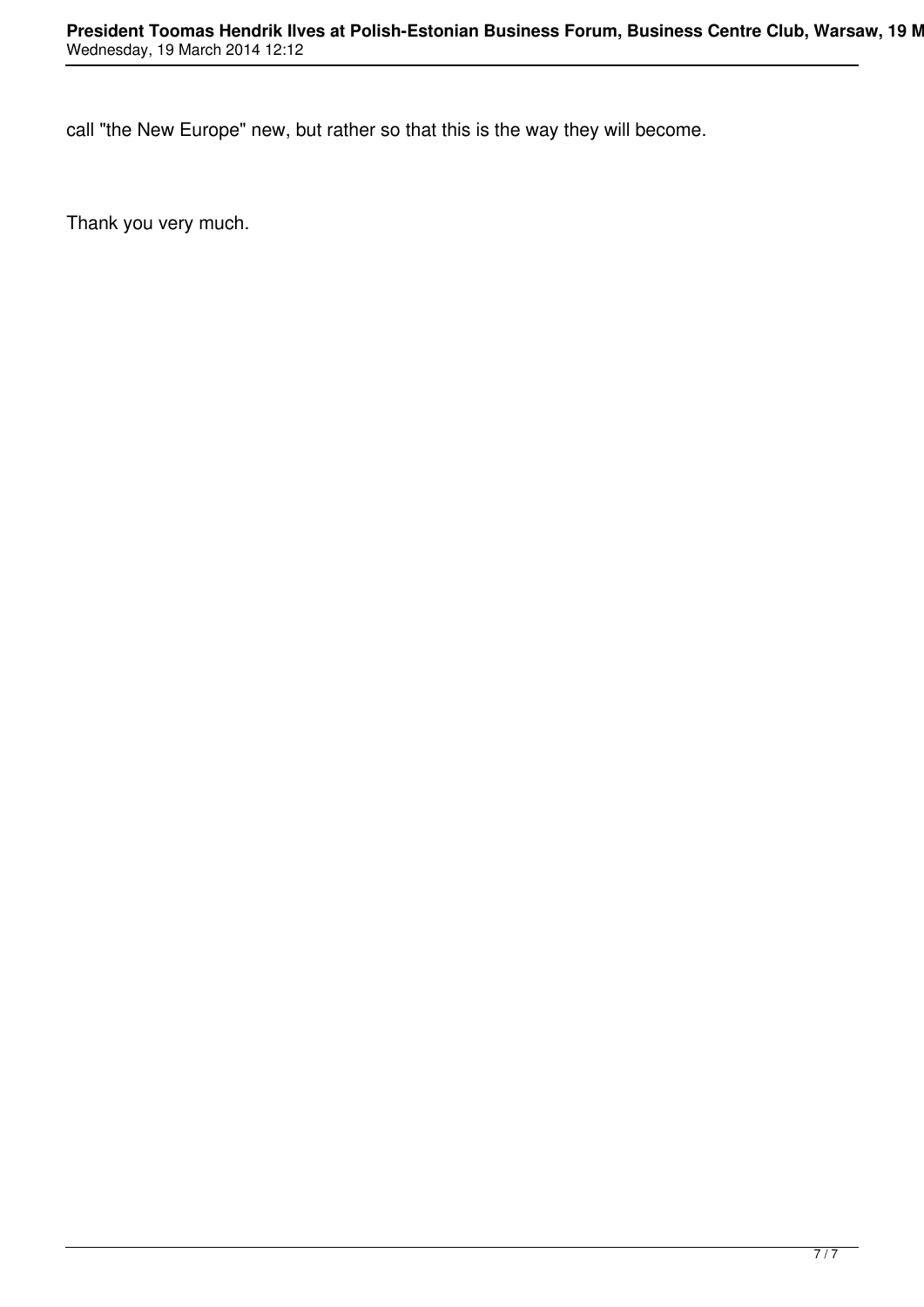call "the New Europe" new, but rather so that this is the way they will become.

Thank you very much.